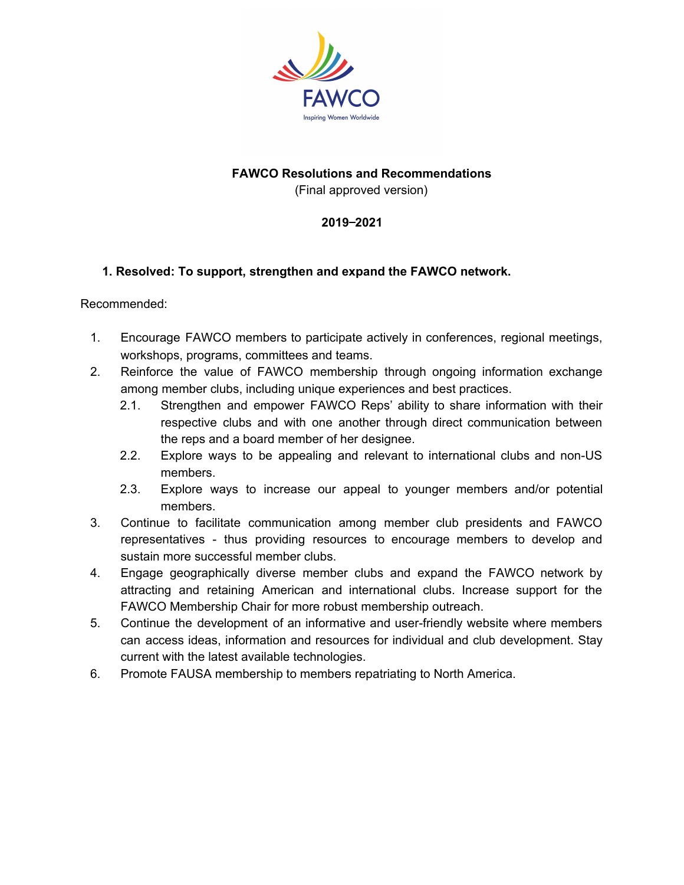FAWCO

Inspiring Women Worldwide

# FAWCO Resolutions and Recommendations

(Final approved version)

**2019–2021**

## 1. Resolved: To support, strengthen and expand the FAWCO network.

Recommended:

1. Encourage FAWCO members to participate actively in conferences, regional meetings, workshops, programs, committees and teams.
2. Reinforce the value of FAWCO membership through ongoing information exchange among member clubs, including unique experiences and best practices.
   - 2.1. Strengthen and empower FAWCO Reps' ability to share information with their respective clubs and with one another through direct communication between the reps and a board member of her designee.
   - 2.2. Explore ways to be appealing and relevant to international clubs and non-US members.
   - 2.3. Explore ways to increase our appeal to younger members and/or potential members.
3. Continue to facilitate communication among member club presidents and FAWCO representatives - thus providing resources to encourage members to develop and sustain more successful member clubs.
4. Engage geographically diverse member clubs and expand the FAWCO network by attracting and retaining American and international clubs. Increase support for the FAWCO Membership Chair for more robust membership outreach.
5. Continue the development of an informative and user-friendly website where members can access ideas, information and resources for individual and club development. Stay current with the latest available technologies.
6. Promote FAUSA membership to members repatriating to North America.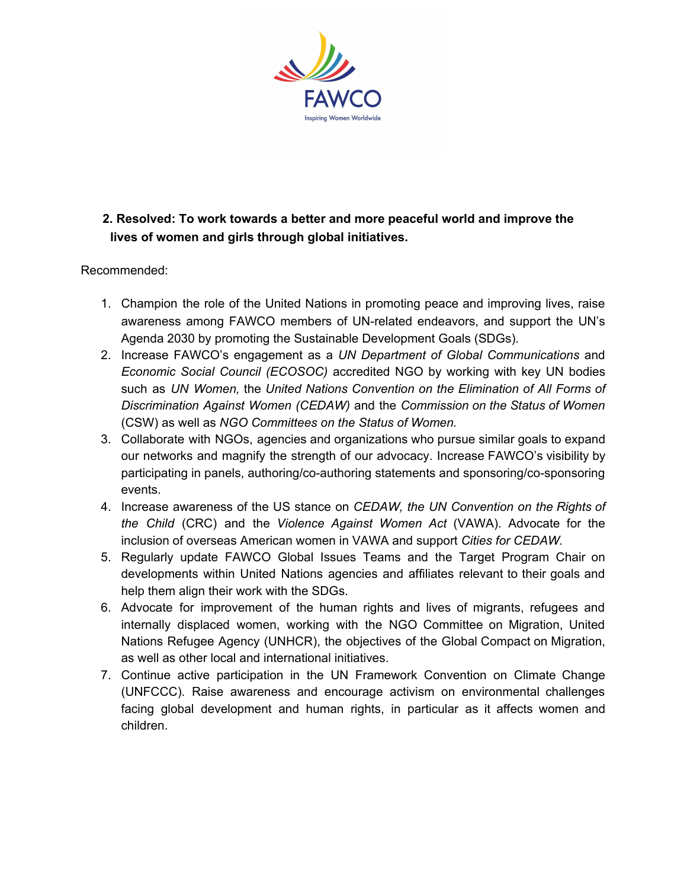**2. Resolved: To work towards a better and more peaceful world and improve the lives of women and girls through global initiatives.**

Recommended:

1. Champion the role of the United Nations in promoting peace and improving lives, raise awareness among FAWCO members of UN-related endeavors, and support the UN's Agenda 2030 by promoting the Sustainable Development Goals (SDGs).
2. Increase FAWCO's engagement as a *UN Department of Global Communications* and *Economic Social Council (ECOSOC)* accredited NGO by working with key UN bodies such as *UN Women,* the *United Nations Convention on the Elimination of All Forms of Discrimination Against Women (CEDAW)* and the *Commission on the Status of Women* (CSW) as well as *NGO Committees on the Status of Women.*
3. Collaborate with NGOs, agencies and organizations who pursue similar goals to expand our networks and magnify the strength of our advocacy. Increase FAWCO's visibility by participating in panels, authoring/co-authoring statements and sponsoring/co-sponsoring events.
4. Increase awareness of the US stance on *CEDAW, the UN Convention on the Rights of the Child* (CRC) and the *Violence Against Women Act* (VAWA). Advocate for the inclusion of overseas American women in VAWA and support *Cities for CEDAW*.
5. Regularly update FAWCO Global Issues Teams and the Target Program Chair on developments within United Nations agencies and affiliates relevant to their goals and help them align their work with the SDGs.
6. Advocate for improvement of the human rights and lives of migrants, refugees and internally displaced women, working with the NGO Committee on Migration, United Nations Refugee Agency (UNHCR), the objectives of the Global Compact on Migration, as well as other local and international initiatives.
7. Continue active participation in the UN Framework Convention on Climate Change (UNFCCC). Raise awareness and encourage activism on environmental challenges facing global development and human rights, in particular as it affects women and children.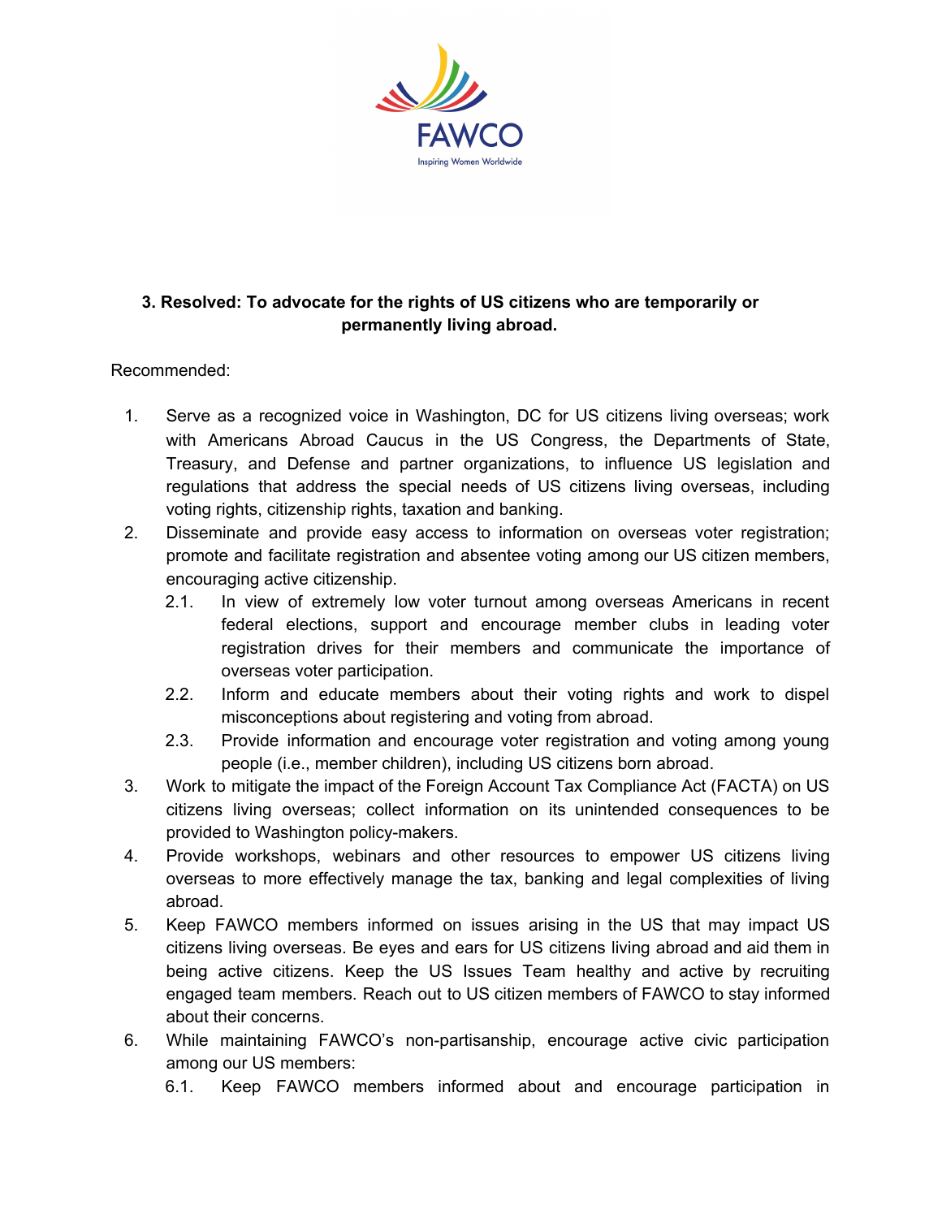**3. Resolved: To advocate for the rights of US citizens who are temporarily or permanently living abroad.**

Recommended:

1. Serve as a recognized voice in Washington, DC for US citizens living overseas; work with Americans Abroad Caucus in the US Congress, the Departments of State, Treasury, and Defense and partner organizations, to influence US legislation and regulations that address the special needs of US citizens living overseas, including voting rights, citizenship rights, taxation and banking.
2. Disseminate and provide easy access to information on overseas voter registration; promote and facilitate registration and absentee voting among our US citizen members, encouraging active citizenship.
    - 2.1. In view of extremely low voter turnout among overseas Americans in recent federal elections, support and encourage member clubs in leading voter registration drives for their members and communicate the importance of overseas voter participation.
    - 2.2. Inform and educate members about their voting rights and work to dispel misconceptions about registering and voting from abroad.
    - 2.3. Provide information and encourage voter registration and voting among young people (i.e., member children), including US citizens born abroad.
3. Work to mitigate the impact of the Foreign Account Tax Compliance Act (FACTA) on US citizens living overseas; collect information on its unintended consequences to be provided to Washington policy-makers.
4. Provide workshops, webinars and other resources to empower US citizens living overseas to more effectively manage the tax, banking and legal complexities of living abroad.
5. Keep FAWCO members informed on issues arising in the US that may impact US citizens living overseas. Be eyes and ears for US citizens living abroad and aid them in being active citizens. Keep the US Issues Team healthy and active by recruiting engaged team members. Reach out to US citizen members of FAWCO to stay informed about their concerns.
6. While maintaining FAWCO's non-partisanship, encourage active civic participation among our US members:
    - 6.1. Keep FAWCO members informed about and encourage participation in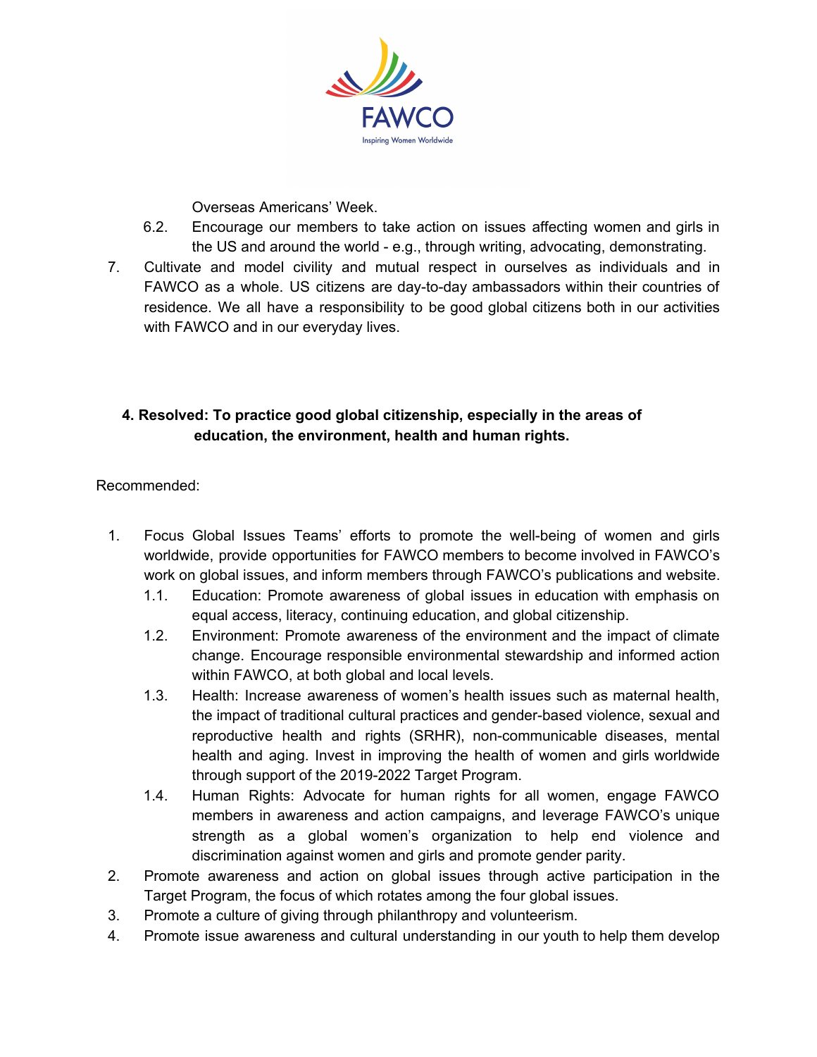Overseas Americans' Week.

6.2. Encourage our members to take action on issues affecting women and girls in the US and around the world - e.g., through writing, advocating, demonstrating.

7. Cultivate and model civility and mutual respect in ourselves as individuals and in FAWCO as a whole. US citizens are day-to-day ambassadors within their countries of residence. We all have a responsibility to be good global citizens both in our activities with FAWCO and in our everyday lives.

**4. Resolved: To practice good global citizenship, especially in the areas of education, the environment, health and human rights.**

Recommended:

1. Focus Global Issues Teams' efforts to promote the well-being of women and girls worldwide, provide opportunities for FAWCO members to become involved in FAWCO's work on global issues, and inform members through FAWCO's publications and website.
   - 1.1. Education: Promote awareness of global issues in education with emphasis on equal access, literacy, continuing education, and global citizenship.
   - 1.2. Environment: Promote awareness of the environment and the impact of climate change. Encourage responsible environmental stewardship and informed action within FAWCO, at both global and local levels.
   - 1.3. Health: Increase awareness of women's health issues such as maternal health, the impact of traditional cultural practices and gender-based violence, sexual and reproductive health and rights (SRHR), non-communicable diseases, mental health and aging. Invest in improving the health of women and girls worldwide through support of the 2019-2022 Target Program.
   - 1.4. Human Rights: Advocate for human rights for all women, engage FAWCO members in awareness and action campaigns, and leverage FAWCO's unique strength as a global women's organization to help end violence and discrimination against women and girls and promote gender parity.
2. Promote awareness and action on global issues through active participation in the Target Program, the focus of which rotates among the four global issues.
3. Promote a culture of giving through philanthropy and volunteerism.
4. Promote issue awareness and cultural understanding in our youth to help them develop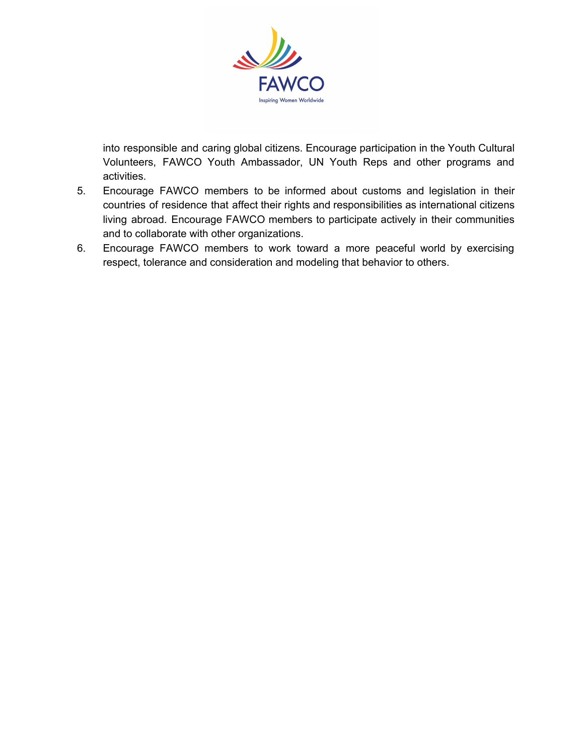into responsible and caring global citizens. Encourage participation in the Youth Cultural Volunteers, FAWCO Youth Ambassador, UN Youth Reps and other programs and activities.

5. Encourage FAWCO members to be informed about customs and legislation in their countries of residence that affect their rights and responsibilities as international citizens living abroad. Encourage FAWCO members to participate actively in their communities and to collaborate with other organizations.
6. Encourage FAWCO members to work toward a more peaceful world by exercising respect, tolerance and consideration and modeling that behavior to others.